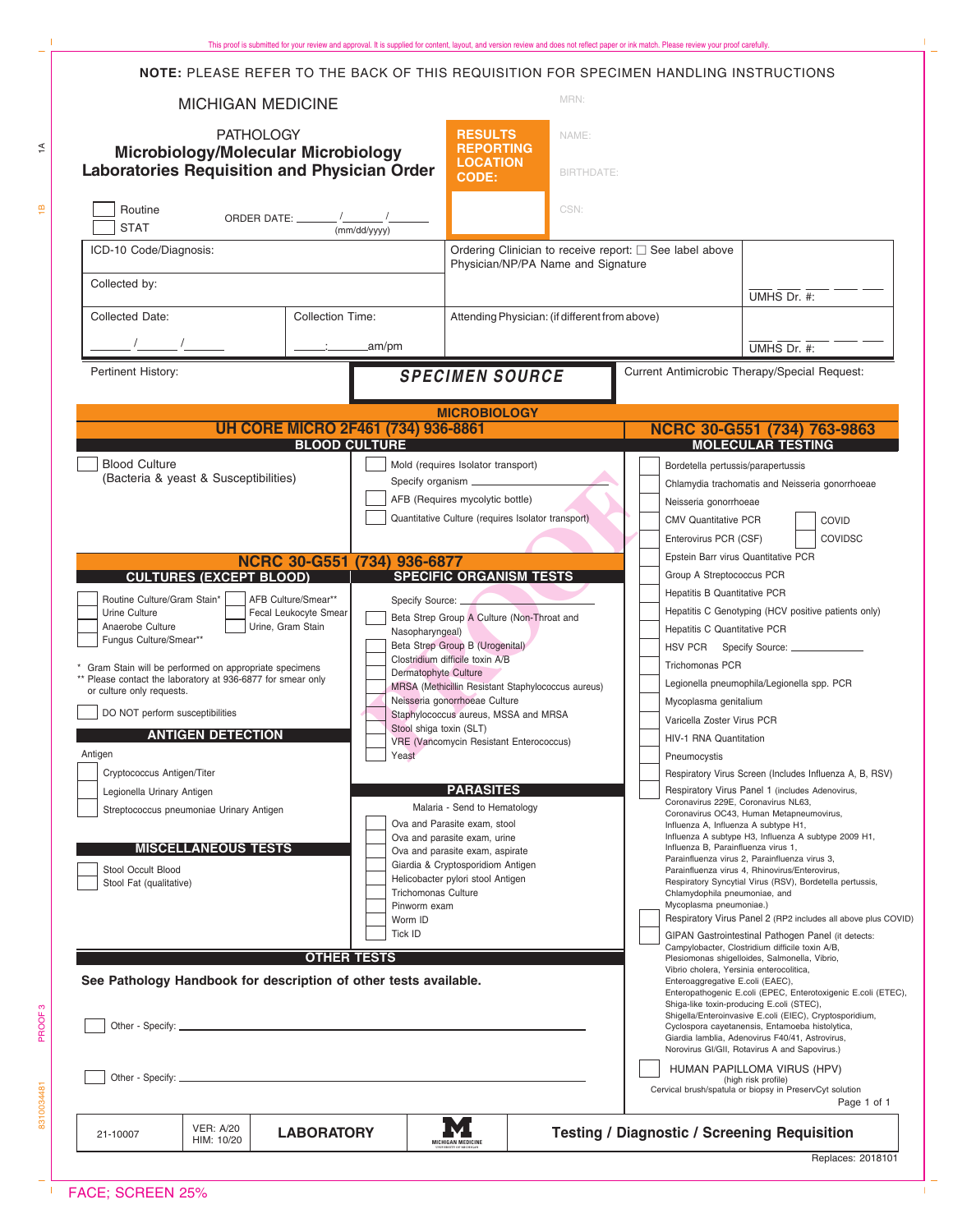This proof is submitted for your review and approval. It is supplied for content, layout, and version review and does not reflect paper or ink match. Please review your proof carefully.

**NOTE:** PLEASE REFER TO THE BACK OF THIS REQUISITION FOR SPECIMEN HANDLING INSTRUCTIONS

MICHIGAN MEDICINE

PATHOLOGY
# Microbiology/Molecular Microbiology Laboratories Requisition and Physician Order

**RESULTS REPORTING LOCATION CODE:**

MRN:

NAME:

BIRTHDATE:

CSN:

☐ Routine
☐ STAT

ORDER DATE: _______/_______/_______ (mm/dd/yyyy)

ICD-10 Code/Diagnosis:

Collected by:

Collected Date: ______/______/______

Collection Time: _____:______am/pm

Ordering Clinician to receive report: ☐ See label above
Physician/NP/PA Name and Signature

UMHS Dr. #: ___ ___ ___ ___ ___

Attending Physician: (if different from above)

UMHS Dr. #: ___ ___ ___ ___ ___

Pertinent History:

***SPECIMEN SOURCE***

Current Antimicrobic Therapy/Special Request:

## MICROBIOLOGY

### UH CORE MICRO 2F461 (734) 936-8861

#### BLOOD CULTURE

☐ Blood Culture (Bacteria & yeast & Susceptibilities)

☐ Mold (requires Isolator transport)
Specify organism ____________

☐ AFB (Requires mycolytic bottle)

☐ Quantitative Culture (requires Isolator transport)

### NCRC 30-G551 (734) 936-6877

#### CULTURES (EXCEPT BLOOD)

☐ Routine Culture/Gram Stain*
☐ Urine Culture
☐ Anaerobe Culture
☐ Fungus Culture/Smear**
☐ AFB Culture/Smear**
☐ Fecal Leukocyte Smear
☐ Urine, Gram Stain

\* Gram Stain will be performed on appropriate specimens
** Please contact the laboratory at 936-6877 for smear only or culture only requests.

☐ DO NOT perform susceptibilities

#### SPECIFIC ORGANISM TESTS

Specify Source: ____________

☐ Beta Strep Group A Culture (Non-Throat and Nasopharyngeal)
☐ Beta Strep Group B (Urogenital)
☐ Clostridium difficile toxin A/B
☐ Dermatophyte Culture
☐ MRSA (Methicillin Resistant Staphylococcus aureus)
☐ Neisseria gonorrhoeae Culture
☐ Staphylococcus aureus, MSSA and MRSA
☐ Stool shiga toxin (SLT)
☐ VRE (Vancomycin Resistant Enterococcus)
☐ Yeast

#### ANTIGEN DETECTION

Antigen

☐ Cryptococcus Antigen/Titer
☐ Legionella Urinary Antigen
☐ Streptococcus pneumoniae Urinary Antigen

#### MISCELLANEOUS TESTS

☐ Stool Occult Blood
☐ Stool Fat (qualitative)

#### PARASITES

Malaria - Send to Hematology

☐ Ova and Parasite exam, stool
☐ Ova and parasite exam, urine
☐ Ova and parasite exam, aspirate
☐ Giardia & Cryptosporidium Antigen
☐ Helicobacter pylori stool Antigen
☐ Trichomonas Culture
☐ Pinworm exam
☐ Worm ID
☐ Tick ID

#### OTHER TESTS

**See Pathology Handbook for description of other tests available.**

☐ Other - Specify: ____________________________

☐ Other - Specify: ____________________________

### NCRC 30-G551 (734) 763-9863

#### MOLECULAR TESTING

☐ Bordetella pertussis/parapertussis
☐ Chlamydia trachomatis and Neisseria gonorrhoeae
☐ Neisseria gonorrhoeae
☐ CMV Quantitative PCR
☐ COVID
☐ COVIDSC
☐ Enterovirus PCR (CSF)
☐ Epstein Barr virus Quantitative PCR
☐ Group A Streptococcus PCR
☐ Hepatitis B Quantitative PCR
☐ Hepatitis C Genotyping (HCV positive patients only)
☐ Hepatitis C Quantitative PCR
☐ HSV PCR Specify Source: ____________
☐ Trichomonas PCR
☐ Legionella pneumophila/Legionella spp. PCR
☐ Mycoplasma genitalium
☐ Varicella Zoster Virus PCR
☐ HIV-1 RNA Quantitation
☐ Pneumocystis
☐ Respiratory Virus Screen (Includes Influenza A, B, RSV)
☐ Respiratory Virus Panel 1 (includes Adenovirus, Coronavirus 229E, Coronavirus NL63, Coronavirus OC43, Human Metapneumovirus, Influenza A, Influenza A subtype H1, Influenza A subtype H3, Influenza A subtype 2009 H1, Influenza B, Parainfluenza virus 1, Parainfluenza virus 2, Parainfluenza virus 3, Parainfluenza virus 4, Rhinovirus/Enterovirus, Respiratory Syncytial Virus (RSV), Bordetella pertussis, Chlamydophila pneumoniae, and Mycoplasma pneumoniae.)
☐ Respiratory Virus Panel 2 (RP2 includes all above plus COVID)
☐ GIPAN Gastrointestinal Pathogen Panel (it detects: Campylobacter, Clostridium difficile toxin A/B, Plesiomonas shigelloides, Salmonella, Vibrio, Vibrio cholera, Yersinia enterocolitica, Enteroaggregative E.coli (EAEC), Enteropathogenic E.coli (EPEC, Enterotoxigenic E.coli (ETEC), Shiga-like toxin-producing E.coli (STEC), Shigella/Enteroinvasive E.coli (EIEC), Cryptosporidium, Cyclospora cayetanensis, Entamoeba histolytica, Giardia lamblia, Adenovirus F40/41, Astrovirus, Norovirus GI/GII, Rotavirus A and Sapovirus.)
☐ HUMAN PAPILLOMA VIRUS (HPV) (high risk profile) Cervical brush/spatula or biopsy in PreservCyt solution

| 21-10007 | VER: A/20 HIM: 10/20 | LABORATORY | MICHIGAN MEDICINE | Testing / Diagnostic / Screening Requisition |
|---|---|---|---|---|

Replaces: 2018101

FACE; SCREEN 25%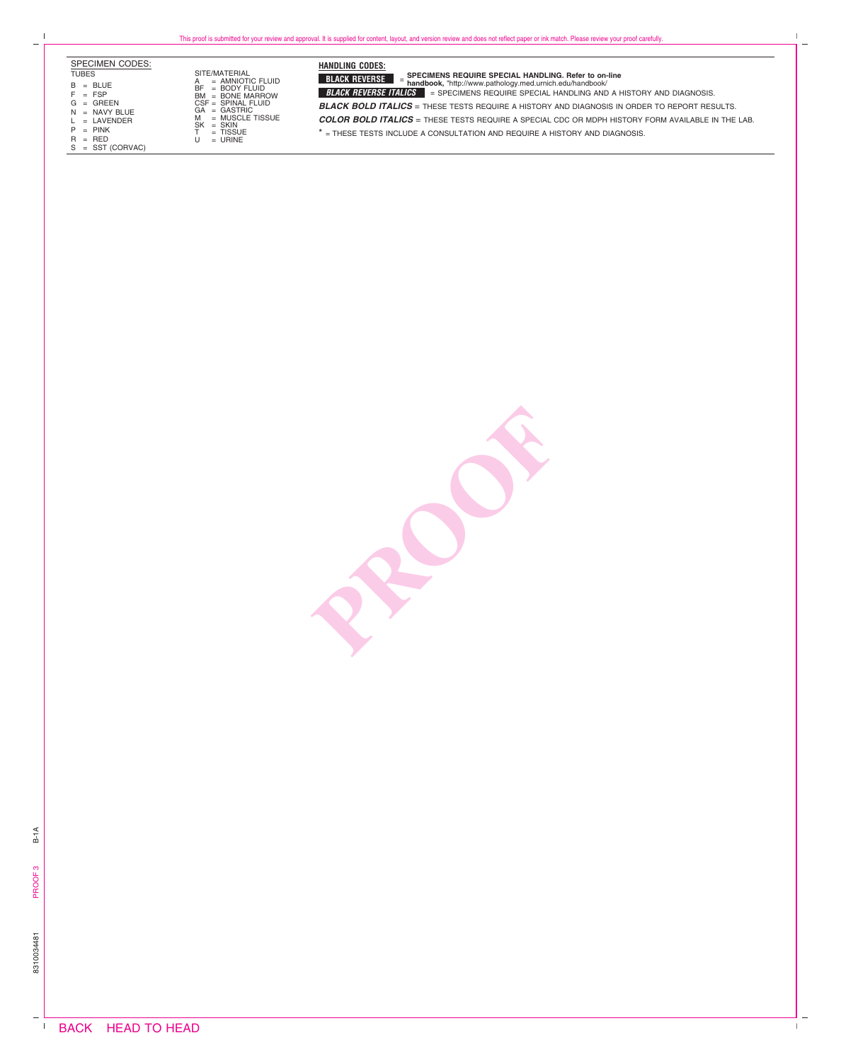## SPECIMEN CODES:

**TUBES**

- B = BLUE
- F = FSP
- G = GREEN
- N = NAVY BLUE
- L = LAVENDER
- P = PINK
- R = RED
- S = SST (CORVAC)

**SITE/MATERIAL**

- A = AMNIOTIC FLUID
- BF = BODY FLUID
- BM = BONE MARROW
- CSF = SPINAL FLUID
- GA = GASTRIC
- M = MUSCLE TISSUE
- SK = SKIN
- T = TISSUE
- U = URINE

## HANDLING CODES:

**BLACK REVERSE** = **SPECIMENS REQUIRE SPECIAL HANDLING. Refer to on-line handbook,** "http://www.pathology.med.urnich.edu/handbook/

***BLACK REVERSE ITALICS*** = SPECIMENS REQUIRE SPECIAL HANDLING AND A HISTORY AND DIAGNOSIS.

***BLACK BOLD ITALICS*** = THESE TESTS REQUIRE A HISTORY AND DIAGNOSIS IN ORDER TO REPORT RESULTS.

***COLOR BOLD ITALICS*** = THESE TESTS REQUIRE A SPECIAL CDC OR MDPH HISTORY FORM AVAILABLE IN THE LAB.

* = THESE TESTS INCLUDE A CONSULTATION AND REQUIRE A HISTORY AND DIAGNOSIS.